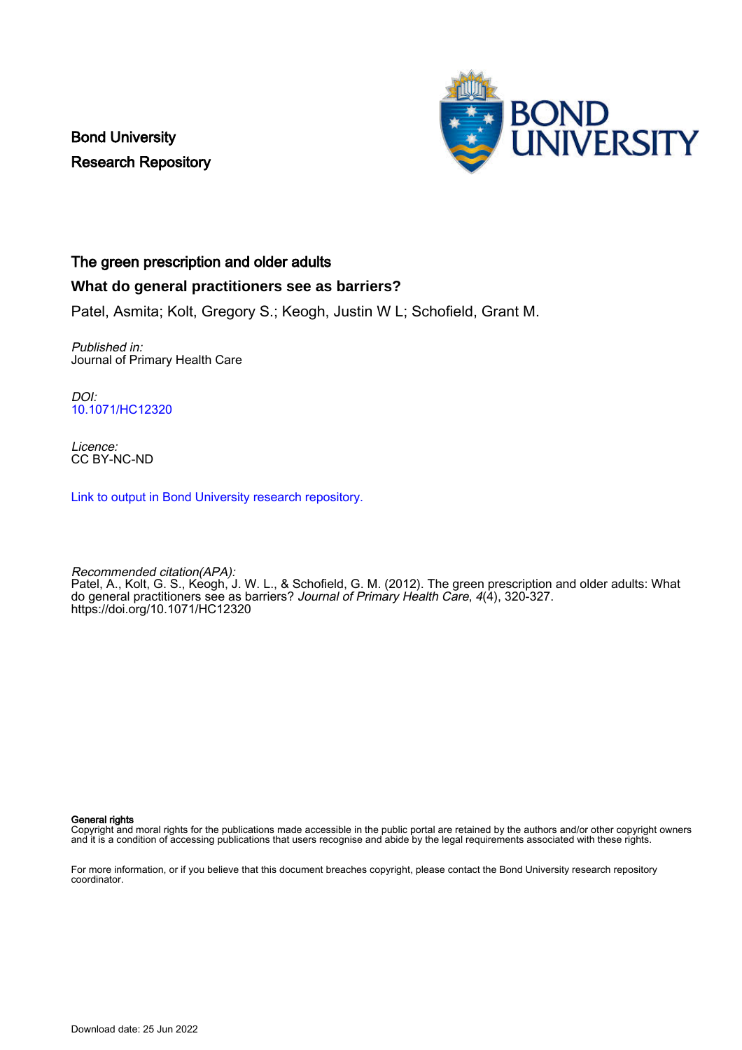Bond University
Research Repository

# The green prescription and older adults

## What do general practitioners see as barriers?

Patel, Asmita; Kolt, Gregory S.; Keogh, Justin W L; Schofield, Grant M.

*Published in:*
Journal of Primary Health Care

*DOI:*
10.1071/HC12320

*Licence:*
CC BY-NC-ND

Link to output in Bond University research repository.

*Recommended citation(APA):*
Patel, A., Kolt, G. S., Keogh, J. W. L., & Schofield, G. M. (2012). The green prescription and older adults: What do general practitioners see as barriers? *Journal of Primary Health Care*, *4*(4), 320-327. https://doi.org/10.1071/HC12320

**General rights**
Copyright and moral rights for the publications made accessible in the public portal are retained by the authors and/or other copyright owners and it is a condition of accessing publications that users recognise and abide by the legal requirements associated with these rights.

For more information, or if you believe that this document breaches copyright, please contact the Bond University research repository coordinator.

Download date: 25 Jun 2022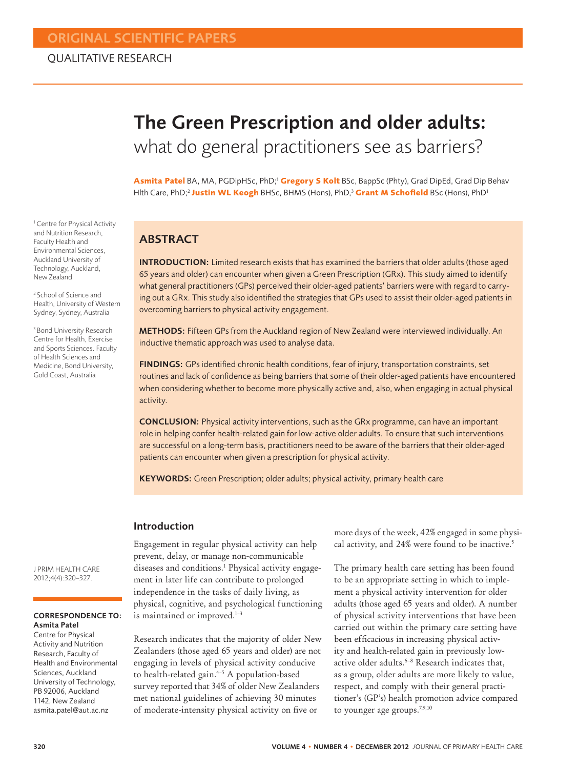ORIGINAL SCIENTIFIC PAPERS

QUALITATIVE RESEARCH

# The Green Prescription and older adults: what do general practitioners see as barriers?

**Asmita Patel** BA, MA, PGDipHSc, PhD;[1] **Gregory S Kolt** BSc, BappSc (Phty), Grad DipEd, Grad Dip Behav Hlth Care, PhD;[2] **Justin WL Keogh** BHSc, BHMS (Hons), PhD,[3] **Grant M Schofield** BSc (Hons), PhD[1]

[1] Centre for Physical Activity and Nutrition Research, Faculty Health and Environmental Sciences, Auckland University of Technology, Auckland, New Zealand

[2] School of Science and Health, University of Western Sydney, Sydney, Australia

[3] Bond University Research Centre for Health, Exercise and Sports Sciences. Faculty of Health Sciences and Medicine, Bond University, Gold Coast, Australia

## ABSTRACT

**INTRODUCTION:** Limited research exists that has examined the barriers that older adults (those aged 65 years and older) can encounter when given a Green Prescription (GRx). This study aimed to identify what general practitioners (GPs) perceived their older-aged patients' barriers were with regard to carrying out a GRx. This study also identified the strategies that GPs used to assist their older-aged patients in overcoming barriers to physical activity engagement.

**METHODS:** Fifteen GPs from the Auckland region of New Zealand were interviewed individually. An inductive thematic approach was used to analyse data.

**FINDINGS:** GPs identified chronic health conditions, fear of injury, transportation constraints, set routines and lack of confidence as being barriers that some of their older-aged patients have encountered when considering whether to become more physically active and, also, when engaging in actual physical activity.

**CONCLUSION:** Physical activity interventions, such as the GRx programme, can have an important role in helping confer health-related gain for low-active older adults. To ensure that such interventions are successful on a long-term basis, practitioners need to be aware of the barriers that their older-aged patients can encounter when given a prescription for physical activity.

**KEYWORDS:** Green Prescription; older adults; physical activity, primary health care

J PRIM HEALTH CARE 2012;4(4):320–327.

**CORRESPONDENCE TO:**
**Asmita Patel**
Centre for Physical Activity and Nutrition Research, Faculty of Health and Environmental Sciences, Auckland University of Technology, PB 92006, Auckland 1142, New Zealand
asmita.patel@aut.ac.nz

## Introduction

Engagement in regular physical activity can help prevent, delay, or manage non-communicable diseases and conditions.[1] Physical activity engagement in later life can contribute to prolonged independence in the tasks of daily living, as physical, cognitive, and psychological functioning is maintained or improved.[1–3]

Research indicates that the majority of older New Zealanders (those aged 65 years and older) are not engaging in levels of physical activity conducive to health-related gain.[4–5] A population-based survey reported that 34% of older New Zealanders met national guidelines of achieving 30 minutes of moderate-intensity physical activity on five or more days of the week, 42% engaged in some physical activity, and 24% were found to be inactive.[5]

The primary health care setting has been found to be an appropriate setting in which to implement a physical activity intervention for older adults (those aged 65 years and older). A number of physical activity interventions that have been carried out within the primary care setting have been efficacious in increasing physical activity and health-related gain in previously low-active older adults.[6–8] Research indicates that, as a group, older adults are more likely to value, respect, and comply with their general practitioner's (GP's) health promotion advice compared to younger age groups.[7,9,10]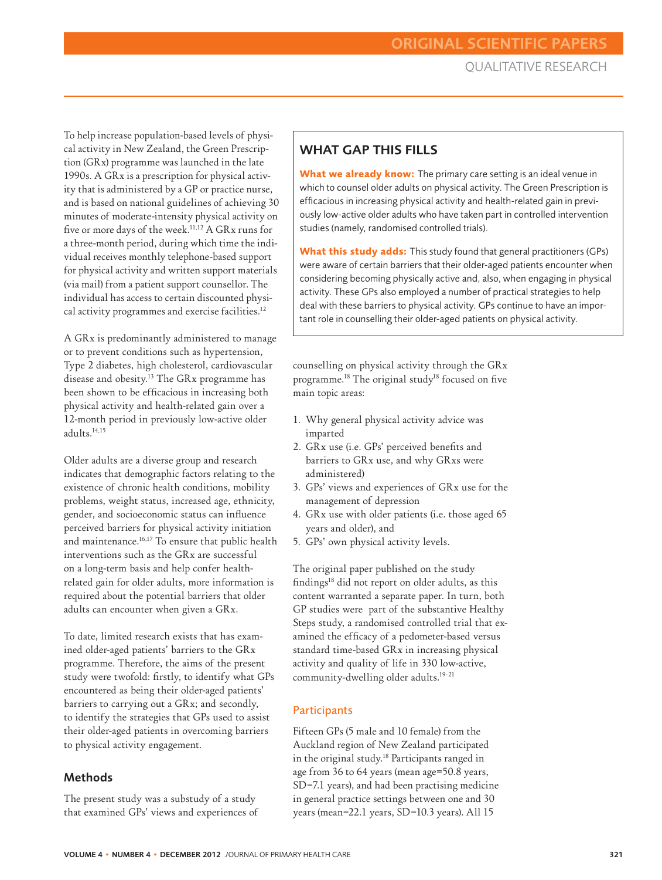To help increase population-based levels of physical activity in New Zealand, the Green Prescription (GRx) programme was launched in the late 1990s. A GRx is a prescription for physical activity that is administered by a GP or practice nurse, and is based on national guidelines of achieving 30 minutes of moderate-intensity physical activity on five or more days of the week.[11,12] A GRx runs for a three-month period, during which time the individual receives monthly telephone-based support for physical activity and written support materials (via mail) from a patient support counsellor. The individual has access to certain discounted physical activity programmes and exercise facilities.[12]

A GRx is predominantly administered to manage or to prevent conditions such as hypertension, Type 2 diabetes, high cholesterol, cardiovascular disease and obesity.[13] The GRx programme has been shown to be efficacious in increasing both physical activity and health-related gain over a 12-month period in previously low-active older adults.[14,15]

Older adults are a diverse group and research indicates that demographic factors relating to the existence of chronic health conditions, mobility problems, weight status, increased age, ethnicity, gender, and socioeconomic status can influence perceived barriers for physical activity initiation and maintenance.[16,17] To ensure that public health interventions such as the GRx are successful on a long-term basis and help confer health-related gain for older adults, more information is required about the potential barriers that older adults can encounter when given a GRx.

To date, limited research exists that has examined older-aged patients' barriers to the GRx programme. Therefore, the aims of the present study were twofold: firstly, to identify what GPs encountered as being their older-aged patients' barriers to carrying out a GRx; and secondly, to identify the strategies that GPs used to assist their older-aged patients in overcoming barriers to physical activity engagement.

## WHAT GAP THIS FILLS

**What we already know:** The primary care setting is an ideal venue in which to counsel older adults on physical activity. The Green Prescription is efficacious in increasing physical activity and health-related gain in previously low-active older adults who have taken part in controlled intervention studies (namely, randomised controlled trials).

**What this study adds:** This study found that general practitioners (GPs) were aware of certain barriers that their older-aged patients encounter when considering becoming physically active and, also, when engaging in physical activity. These GPs also employed a number of practical strategies to help deal with these barriers to physical activity. GPs continue to have an important role in counselling their older-aged patients on physical activity.

## Methods

The present study was a substudy of a study that examined GPs' views and experiences of counselling on physical activity through the GRx programme.[18] The original study[18] focused on five main topic areas:

1. Why general physical activity advice was imparted
2. GRx use (i.e. GPs' perceived benefits and barriers to GRx use, and why GRxs were administered)
3. GPs' views and experiences of GRx use for the management of depression
4. GRx use with older patients (i.e. those aged 65 years and older), and
5. GPs' own physical activity levels.

The original paper published on the study findings[18] did not report on older adults, as this content warranted a separate paper. In turn, both GP studies were part of the substantive Healthy Steps study, a randomised controlled trial that examined the efficacy of a pedometer-based versus standard time-based GRx in increasing physical activity and quality of life in 330 low-active, community-dwelling older adults.[19–21]

### Participants

Fifteen GPs (5 male and 10 female) from the Auckland region of New Zealand participated in the original study.[18] Participants ranged in age from 36 to 64 years (mean age=50.8 years, SD=7.1 years), and had been practising medicine in general practice settings between one and 30 years (mean=22.1 years, SD=10.3 years). All 15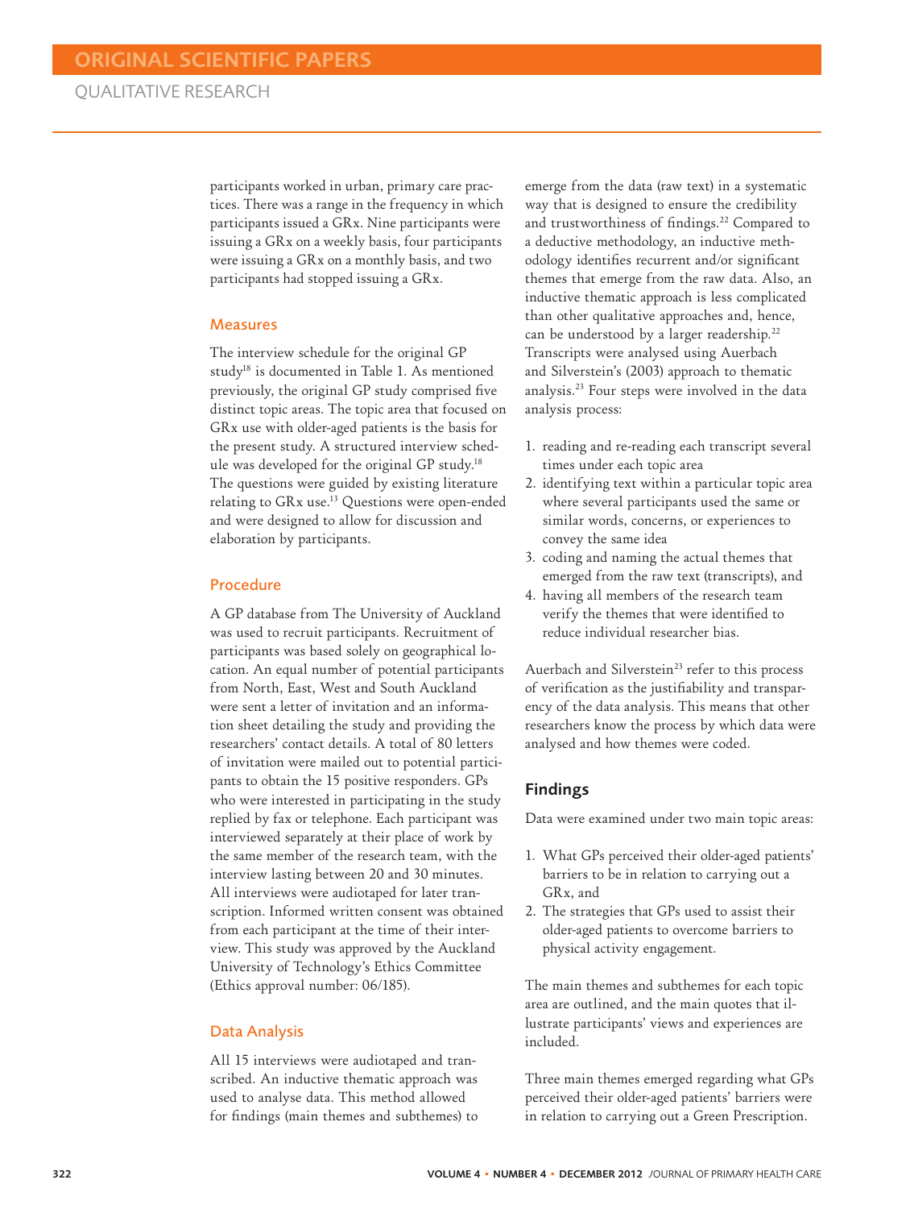participants worked in urban, primary care practices. There was a range in the frequency in which participants issued a GRx. Nine participants were issuing a GRx on a weekly basis, four participants were issuing a GRx on a monthly basis, and two participants had stopped issuing a GRx.

### Measures

The interview schedule for the original GP study[18] is documented in Table 1. As mentioned previously, the original GP study comprised five distinct topic areas. The topic area that focused on GRx use with older-aged patients is the basis for the present study. A structured interview schedule was developed for the original GP study.[18] The questions were guided by existing literature relating to GRx use.[13] Questions were open-ended and were designed to allow for discussion and elaboration by participants.

### Procedure

A GP database from The University of Auckland was used to recruit participants. Recruitment of participants was based solely on geographical location. An equal number of potential participants from North, East, West and South Auckland were sent a letter of invitation and an information sheet detailing the study and providing the researchers' contact details. A total of 80 letters of invitation were mailed out to potential participants to obtain the 15 positive responders. GPs who were interested in participating in the study replied by fax or telephone. Each participant was interviewed separately at their place of work by the same member of the research team, with the interview lasting between 20 and 30 minutes. All interviews were audiotaped for later transcription. Informed written consent was obtained from each participant at the time of their interview. This study was approved by the Auckland University of Technology's Ethics Committee (Ethics approval number: 06/185).

### Data Analysis

All 15 interviews were audiotaped and transcribed. An inductive thematic approach was used to analyse data. This method allowed for findings (main themes and subthemes) to emerge from the data (raw text) in a systematic way that is designed to ensure the credibility and trustworthiness of findings.[22] Compared to a deductive methodology, an inductive methodology identifies recurrent and/or significant themes that emerge from the raw data. Also, an inductive thematic approach is less complicated than other qualitative approaches and, hence, can be understood by a larger readership.[22] Transcripts were analysed using Auerbach and Silverstein's (2003) approach to thematic analysis.[23] Four steps were involved in the data analysis process:

1. reading and re-reading each transcript several times under each topic area
2. identifying text within a particular topic area where several participants used the same or similar words, concerns, or experiences to convey the same idea
3. coding and naming the actual themes that emerged from the raw text (transcripts), and
4. having all members of the research team verify the themes that were identified to reduce individual researcher bias.

Auerbach and Silverstein[23] refer to this process of verification as the justifiability and transparency of the data analysis. This means that other researchers know the process by which data were analysed and how themes were coded.

## Findings

Data were examined under two main topic areas:

1. What GPs perceived their older-aged patients' barriers to be in relation to carrying out a GRx, and
2. The strategies that GPs used to assist their older-aged patients to overcome barriers to physical activity engagement.

The main themes and subthemes for each topic area are outlined, and the main quotes that illustrate participants' views and experiences are included.

Three main themes emerged regarding what GPs perceived their older-aged patients' barriers were in relation to carrying out a Green Prescription.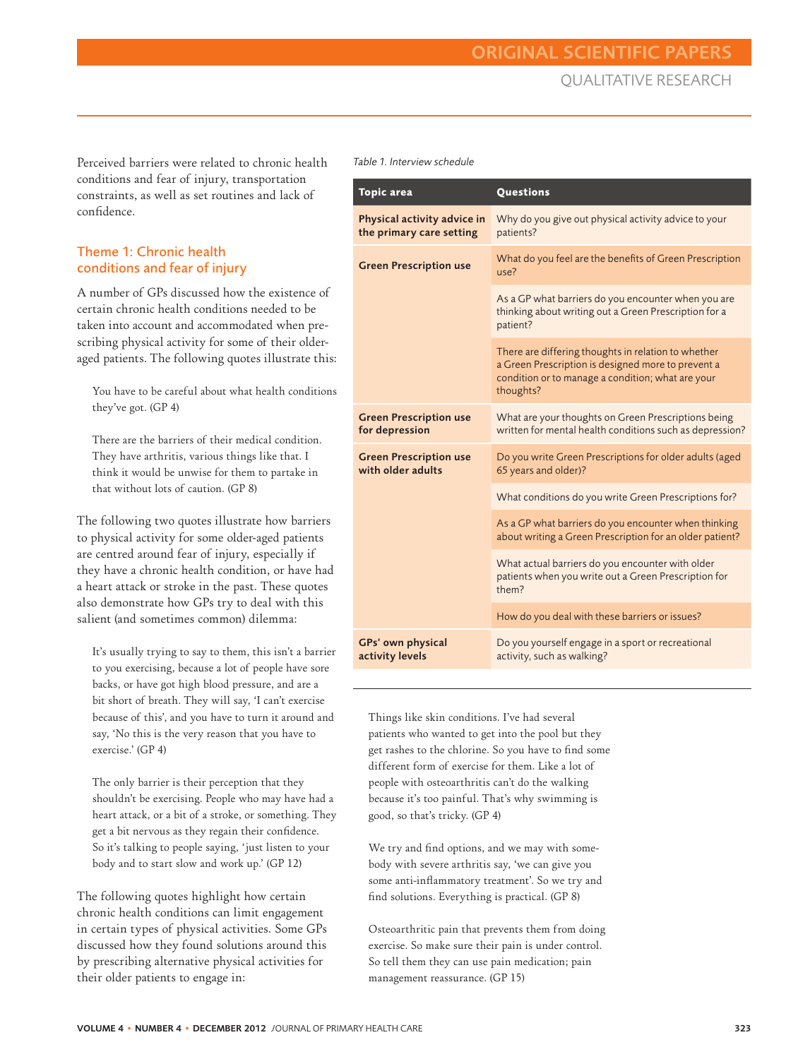Perceived barriers were related to chronic health conditions and fear of injury, transportation constraints, as well as set routines and lack of confidence.

### Theme 1: Chronic health conditions and fear of injury

A number of GPs discussed how the existence of certain chronic health conditions needed to be taken into account and accommodated when prescribing physical activity for some of their older-aged patients. The following quotes illustrate this:

> You have to be careful about what health conditions they've got. (GP 4)

> There are the barriers of their medical condition. They have arthritis, various things like that. I think it would be unwise for them to partake in that without lots of caution. (GP 8)

The following two quotes illustrate how barriers to physical activity for some older-aged patients are centred around fear of injury, especially if they have a chronic health condition, or have had a heart attack or stroke in the past. These quotes also demonstrate how GPs try to deal with this salient (and sometimes common) dilemma:

> It's usually trying to say to them, this isn't a barrier to you exercising, because a lot of people have sore backs, or have got high blood pressure, and are a bit short of breath. They will say, 'I can't exercise because of this', and you have to turn it around and say, 'No this is the very reason that you have to exercise.' (GP 4)

> The only barrier is their perception that they shouldn't be exercising. People who may have had a heart attack, or a bit of a stroke, or something. They get a bit nervous as they regain their confidence. So it's talking to people saying, 'just listen to your body and to start slow and work up.' (GP 12)

The following quotes highlight how certain chronic health conditions can limit engagement in certain types of physical activities. Some GPs discussed how they found solutions around this by prescribing alternative physical activities for their older patients to engage in:

*Table 1. Interview schedule*

| Topic area | Questions |
|---|---|
| **Physical activity advice in the primary care setting** | Why do you give out physical activity advice to your patients? |
| **Green Prescription use** | What do you feel are the benefits of Green Prescription use? |
| | As a GP what barriers do you encounter when you are thinking about writing out a Green Prescription for a patient? |
| | There are differing thoughts in relation to whether a Green Prescription is designed more to prevent a condition or to manage a condition; what are your thoughts? |
| **Green Prescription use for depression** | What are your thoughts on Green Prescriptions being written for mental health conditions such as depression? |
| **Green Prescription use with older adults** | Do you write Green Prescriptions for older adults (aged 65 years and older)? |
| | What conditions do you write Green Prescriptions for? |
| | As a GP what barriers do you encounter when thinking about writing a Green Prescription for an older patient? |
| | What actual barriers do you encounter with older patients when you write out a Green Prescription for them? |
| | How do you deal with these barriers or issues? |
| **GPs' own physical activity levels** | Do you yourself engage in a sport or recreational activity, such as walking? |

> Things like skin conditions. I've had several patients who wanted to get into the pool but they get rashes to the chlorine. So you have to find some different form of exercise for them. Like a lot of people with osteoarthritis can't do the walking because it's too painful. That's why swimming is good, so that's tricky. (GP 4)

> We try and find options, and we may with somebody with severe arthritis say, 'we can give you some anti-inflammatory treatment'. So we try and find solutions. Everything is practical. (GP 8)

> Osteoarthritic pain that prevents them from doing exercise. So make sure their pain is under control. So tell them they can use pain medication; pain management reassurance. (GP 15)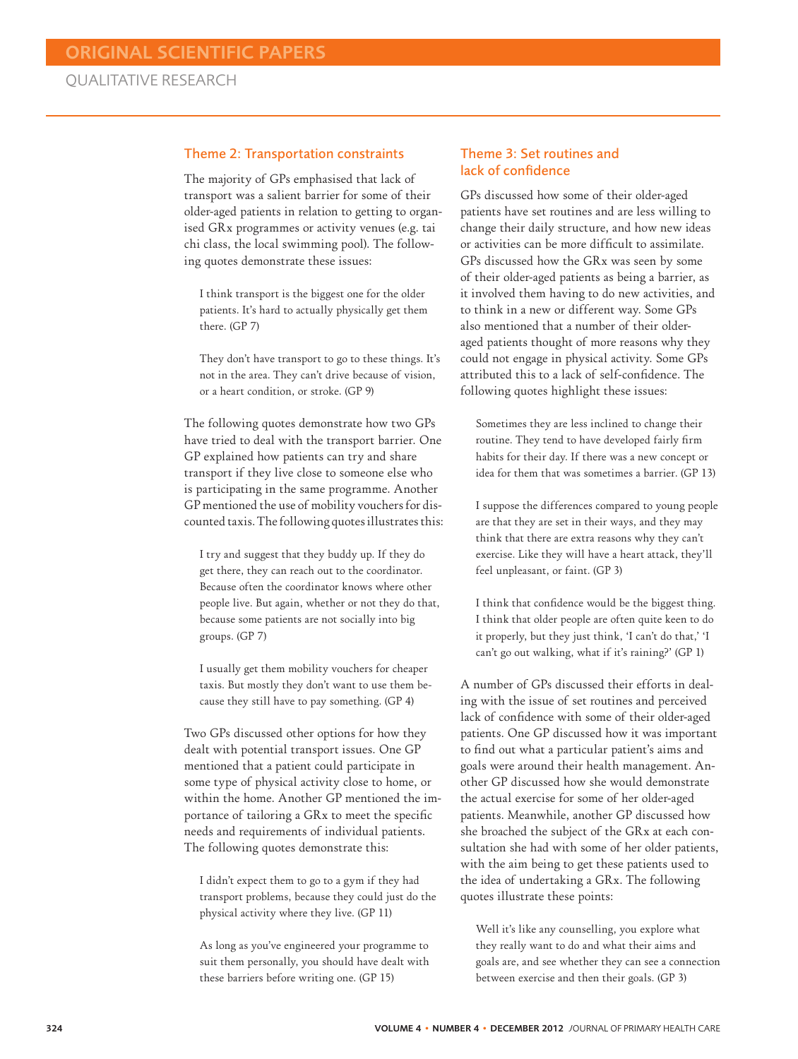### Theme 2: Transportation constraints

The majority of GPs emphasised that lack of transport was a salient barrier for some of their older-aged patients in relation to getting to organised GRx programmes or activity venues (e.g. tai chi class, the local swimming pool). The following quotes demonstrate these issues:

> I think transport is the biggest one for the older patients. It's hard to actually physically get them there. (GP 7)

> They don't have transport to go to these things. It's not in the area. They can't drive because of vision, or a heart condition, or stroke. (GP 9)

The following quotes demonstrate how two GPs have tried to deal with the transport barrier. One GP explained how patients can try and share transport if they live close to someone else who is participating in the same programme. Another GP mentioned the use of mobility vouchers for discounted taxis. The following quotes illustrates this:

> I try and suggest that they buddy up. If they do get there, they can reach out to the coordinator. Because often the coordinator knows where other people live. But again, whether or not they do that, because some patients are not socially into big groups. (GP 7)

> I usually get them mobility vouchers for cheaper taxis. But mostly they don't want to use them because they still have to pay something. (GP 4)

Two GPs discussed other options for how they dealt with potential transport issues. One GP mentioned that a patient could participate in some type of physical activity close to home, or within the home. Another GP mentioned the importance of tailoring a GRx to meet the specific needs and requirements of individual patients. The following quotes demonstrate this:

> I didn't expect them to go to a gym if they had transport problems, because they could just do the physical activity where they live. (GP 11)

> As long as you've engineered your programme to suit them personally, you should have dealt with these barriers before writing one. (GP 15)

### Theme 3: Set routines and lack of confidence

GPs discussed how some of their older-aged patients have set routines and are less willing to change their daily structure, and how new ideas or activities can be more difficult to assimilate. GPs discussed how the GRx was seen by some of their older-aged patients as being a barrier, as it involved them having to do new activities, and to think in a new or different way. Some GPs also mentioned that a number of their older-aged patients thought of more reasons why they could not engage in physical activity. Some GPs attributed this to a lack of self-confidence. The following quotes highlight these issues:

> Sometimes they are less inclined to change their routine. They tend to have developed fairly firm habits for their day. If there was a new concept or idea for them that was sometimes a barrier. (GP 13)

> I suppose the differences compared to young people are that they are set in their ways, and they may think that there are extra reasons why they can't exercise. Like they will have a heart attack, they'll feel unpleasant, or faint. (GP 3)

> I think that confidence would be the biggest thing. I think that older people are often quite keen to do it properly, but they just think, 'I can't do that,' 'I can't go out walking, what if it's raining?' (GP 1)

A number of GPs discussed their efforts in dealing with the issue of set routines and perceived lack of confidence with some of their older-aged patients. One GP discussed how it was important to find out what a particular patient's aims and goals were around their health management. Another GP discussed how she would demonstrate the actual exercise for some of her older-aged patients. Meanwhile, another GP discussed how she broached the subject of the GRx at each consultation she had with some of her older patients, with the aim being to get these patients used to the idea of undertaking a GRx. The following quotes illustrate these points:

> Well it's like any counselling, you explore what they really want to do and what their aims and goals are, and see whether they can see a connection between exercise and then their goals. (GP 3)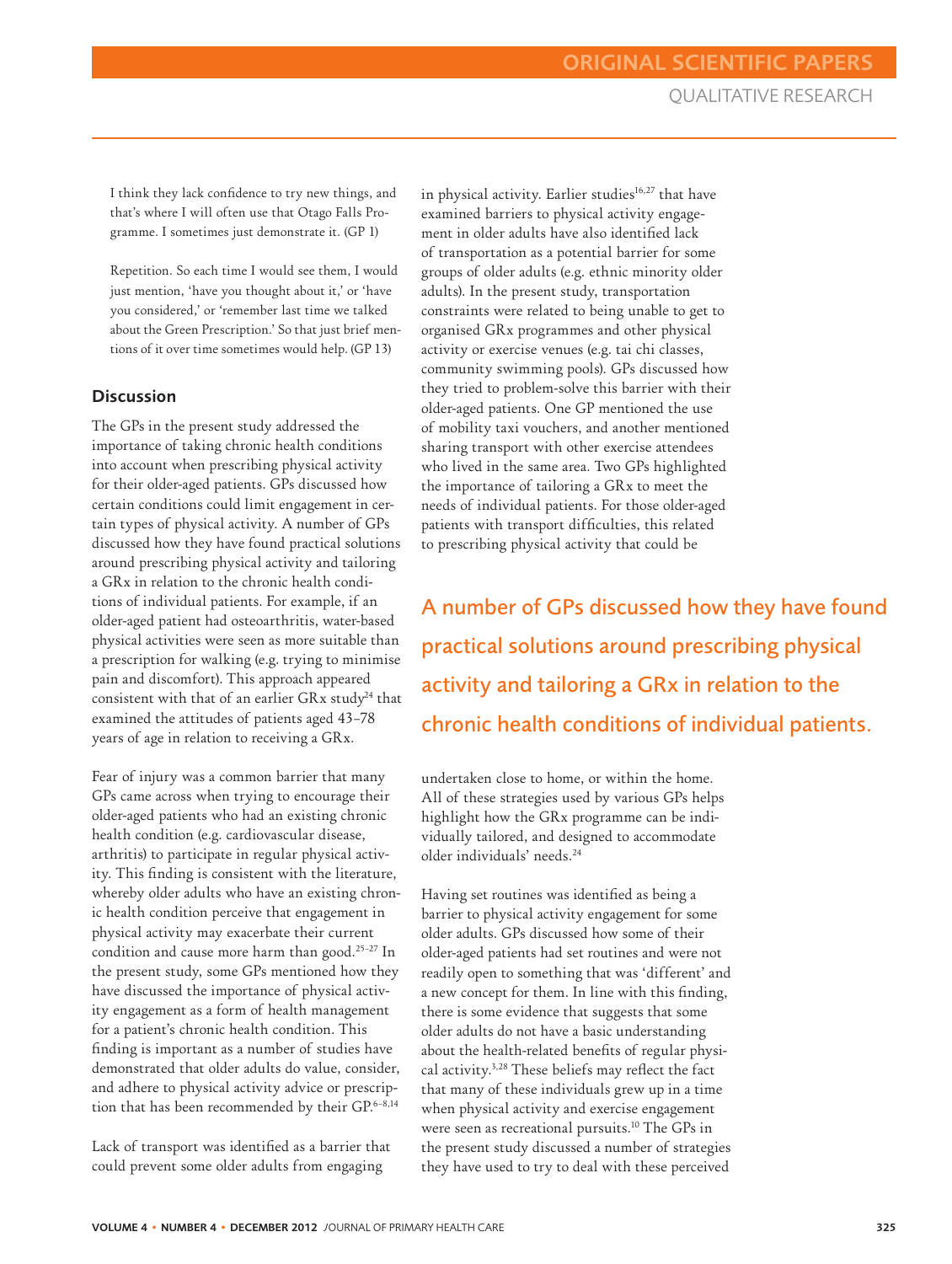I think they lack confidence to try new things, and that's where I will often use that Otago Falls Programme. I sometimes just demonstrate it. (GP 1)

Repetition. So each time I would see them, I would just mention, 'have you thought about it,' or 'have you considered,' or 'remember last time we talked about the Green Prescription.' So that just brief mentions of it over time sometimes would help. (GP 13)

## Discussion

The GPs in the present study addressed the importance of taking chronic health conditions into account when prescribing physical activity for their older-aged patients. GPs discussed how certain conditions could limit engagement in certain types of physical activity. A number of GPs discussed how they have found practical solutions around prescribing physical activity and tailoring a GRx in relation to the chronic health conditions of individual patients. For example, if an older-aged patient had osteoarthritis, water-based physical activities were seen as more suitable than a prescription for walking (e.g. trying to minimise pain and discomfort). This approach appeared consistent with that of an earlier GRx study[24] that examined the attitudes of patients aged 43–78 years of age in relation to receiving a GRx.

Fear of injury was a common barrier that many GPs came across when trying to encourage their older-aged patients who had an existing chronic health condition (e.g. cardiovascular disease, arthritis) to participate in regular physical activity. This finding is consistent with the literature, whereby older adults who have an existing chronic health condition perceive that engagement in physical activity may exacerbate their current condition and cause more harm than good.[25–27] In the present study, some GPs mentioned how they have discussed the importance of physical activity engagement as a form of health management for a patient's chronic health condition. This finding is important as a number of studies have demonstrated that older adults do value, consider, and adhere to physical activity advice or prescription that has been recommended by their GP.[6–8,14]

Lack of transport was identified as a barrier that could prevent some older adults from engaging in physical activity. Earlier studies[16,27] that have examined barriers to physical activity engagement in older adults have also identified lack of transportation as a potential barrier for some groups of older adults (e.g. ethnic minority older adults). In the present study, transportation constraints were related to being unable to get to organised GRx programmes and other physical activity or exercise venues (e.g. tai chi classes, community swimming pools). GPs discussed how they tried to problem-solve this barrier with their older-aged patients. One GP mentioned the use of mobility taxi vouchers, and another mentioned sharing transport with other exercise attendees who lived in the same area. Two GPs highlighted the importance of tailoring a GRx to meet the needs of individual patients. For those older-aged patients with transport difficulties, this related to prescribing physical activity that could be undertaken close to home, or within the home. All of these strategies used by various GPs helps highlight how the GRx programme can be individually tailored, and designed to accommodate older individuals' needs.[24]

> A number of GPs discussed how they have found practical solutions around prescribing physical activity and tailoring a GRx in relation to the chronic health conditions of individual patients.

Having set routines was identified as being a barrier to physical activity engagement for some older adults. GPs discussed how some of their older-aged patients had set routines and were not readily open to something that was 'different' and a new concept for them. In line with this finding, there is some evidence that suggests that some older adults do not have a basic understanding about the health-related benefits of regular physical activity.[3,28] These beliefs may reflect the fact that many of these individuals grew up in a time when physical activity and exercise engagement were seen as recreational pursuits.[10] The GPs in the present study discussed a number of strategies they have used to try to deal with these perceived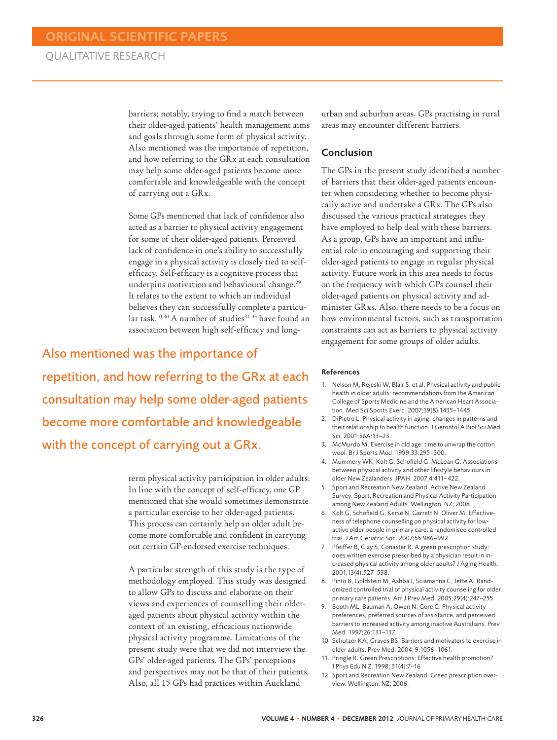barriers; notably, trying to find a match between their older-aged patients' health management aims and goals through some form of physical activity. Also mentioned was the importance of repetition, and how referring to the GRx at each consultation may help some older-aged patients become more comfortable and knowledgeable with the concept of carrying out a GRx.

Some GPs mentioned that lack of confidence also acted as a barrier to physical activity engagement for some of their older-aged patients. Perceived lack of confidence in one's ability to successfully engage in a physical activity is closely tied to self-efficacy. Self-efficacy is a cognitive process that underpins motivation and behavioural change.[29] It relates to the extent to which an individual believes they can successfully complete a particular task.[10,30] A number of studies[31–33] have found an association between high self-efficacy and long-term physical activity participation in older adults. In line with the concept of self-efficacy, one GP mentioned that she would sometimes demonstrate a particular exercise to her older-aged patients. This process can certainly help an older adult become more comfortable and confident in carrying out certain GP-endorsed exercise techniques.

> Also mentioned was the importance of repetition, and how referring to the GRx at each consultation may help some older-aged patients become more comfortable and knowledgeable with the concept of carrying out a GRx.

A particular strength of this study is the type of methodology employed. This study was designed to allow GPs to discuss and elaborate on their views and experiences of counselling their older-aged patients about physical activity within the context of an existing, efficacious nationwide physical activity programme. Limitations of the present study were that we did not interview the GPs' older-aged patients. The GPs' perceptions and perspectives may not be that of their patients. Also, all 15 GPs had practices within Auckland urban and suburban areas. GPs practising in rural areas may encounter different barriers.

## Conclusion

The GPs in the present study identified a number of barriers that their older-aged patients encounter when considering whether to become physically active and undertake a GRx. The GPs also discussed the various practical strategies they have employed to help deal with these barriers. As a group, GPs have an important and influential role in encouraging and supporting their older-aged patients to engage in regular physical activity. Future work in this area needs to focus on the frequency with which GPs counsel their older-aged patients on physical activity and administer GRxs. Also, there needs to be a focus on how environmental factors, such as transportation constraints can act as barriers to physical activity engagement for some groups of older adults.

#### References

1. Nelson M, Rejeski W, Blair S, et al. Physical activity and public health in older adults: recommendations from the American College of Sports Medicine and the American Heart Association. Med Sci Sports Exerc. 2007;39(8):1435–1445.
2. DiPietro L. Physical activity in aging: changes in patterns and their relationship to health function. J Gerontol A Biol Sci Med Sci. 2001;56A:13–23.
3. McMurdo M. Exercise in old age: time to unwrap the cotton wool. Br J Sports Med. 1999;33:295–300.
4. Mummery WK, Kolt G, Schofield G, McLean G. Associations between physical activity and other lifestyle behaviours in older New Zealanders. JPAH. 2007;4:411–422.
5. Sport and Recreation New Zealand. Active New Zealand Survey. Sport, Recreation and Physical Activity Participation among New Zealand Adults. Wellington, NZ; 2008.
6. Kolt G, Schofield G, Kerse N, Garrett N, Oliver M. Effectiveness of telephone counselling on physical activity for low-active older people in primary care: a randomised controlled trial. J Am Geriatric Soc. 2007;55:986–992.
7. Pfeiffer B, Clay S, Conaster R. A green prescription study: does written exercise prescribed by a physician result in increased physical activity among older adults? J Aging Health. 2001;13(4):527–538.
8. Pinto B, Goldstein M, Ashba J, Sciamanna C, Jette A. Randomized controlled trial of physical activity counseling for older primary care patients. Am J Prev Med. 2005;29(4):247–255.
9. Booth ML, Bauman A, Owen N, Gore C. Physical activity preferences, preferred sources of assistance, and perceived barriers to increased activity among inactive Australians. Prev Med. 1997;26:131–137.
10. Schutzer KA, Graves BS. Barriers and motivators to exercise in older adults. Prev Med. 2004; 9:1056–1061.
11. Pringle R. Green Prescriptions: Effective health promotion? J Phys Edu N Z. 1998; 31(4):7–16.
12. Sport and Recreation New Zealand. Green prescription overview. Wellington, NZ; 2006.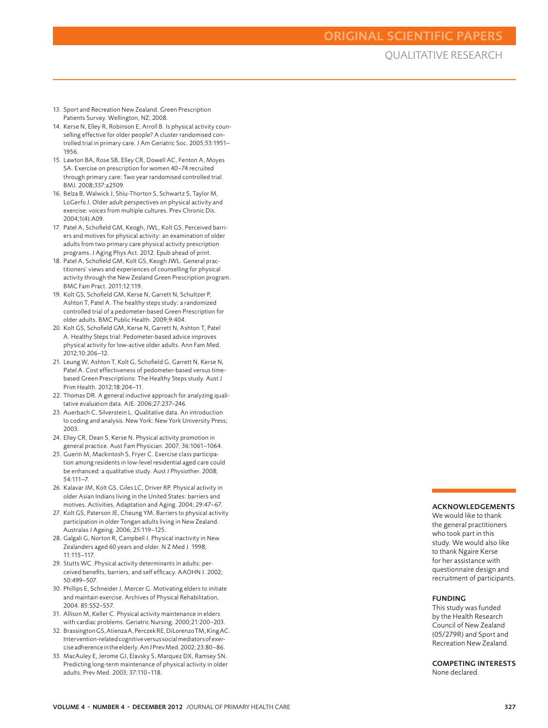13. Sport and Recreation New Zealand. Green Prescription Patients Survey. Wellington, NZ; 2008.
14. Kerse N, Elley R, Robinson E, Arroll B. Is physical activity counselling effective for older people? A cluster randomised controlled trial in primary care. J Am Geriatric Soc. 2005;53:1951–1956.
15. Lawton BA, Rose SB, Elley CR, Dowell AC, Fenton A, Moyes SA. Exercise on prescription for women 40–74 recruited through primary care: Two year randomised controlled trial. BMJ. 2008;337:a2509.
16. Belza B, Walwick J, Shiu-Thorton S, Schwartz S, Taylor M, LoGerfo J. Older adult perspectives on physical activity and exercise: voices from multiple cultures. Prev Chronic Dis. 2004;1(4):A09.
17. Patel A, Schofield GM, Keogh, JWL, Kolt GS. Perceived barriers and motives for physical activity: an examination of older adults from two primary care physical activity prescription programs. J Aging Phys Act. 2012. Epub ahead of print.
18. Patel A, Schofield GM, Kolt GS, Keogh JWL. General practitioners' views and experiences of counselling for physical activity through the New Zealand Green Prescription program. BMC Fam Pract. 2011;12:119.
19. Kolt GS, Schofield GM, Kerse N, Garrett N, Schultzer P, Ashton T, Patel A. The healthy steps study: a randomized controlled trial of a pedometer-based Green Prescription for older adults. BMC Public Health. 2009;9:404.
20. Kolt GS, Schofield GM, Kerse N, Garrett N, Ashton T, Patel A. Healthy Steps trial: Pedometer-based advice improves physical activity for low-active older adults. Ann Fam Med. 2012;10:206–12.
21. Leung W, Ashton T, Kolt G, Schofield G, Garrett N, Kerse N, Patel A. Cost effectiveness of pedometer-based versus time-based Green Prescriptions: The Healthy Steps study. Aust J Prim Health. 2012;18:204–11.
22. Thomas DR. A general inductive approach for analyzing qualitative evaluation data. AJE. 2006;27:237–246.
23. Auerbach C, Silverstein L. Qualitative data. An introduction to coding and analysis. New York: New York University Press; 2003.
24. Elley CR, Dean S, Kerse N. Physical activity promotion in general practice. Aust Fam Physician. 2007; 36:1061–1064.
25. Guerin M, Mackintosh S, Fryer C. Exercise class participation among residents in low-level residential aged care could be enhanced: a qualitative study. Aust J Physiother. 2008; 54:111–7.
26. Kalavar JM, Kolt GS, Giles LC, Driver RP. Physical activity in older Asian Indians living in the United States: barriers and motives. Activities, Adaptation and Aging. 2004; 29:47–67.
27. Kolt GS, Paterson JE, Cheung YM. Barriers to physical activity participation in older Tongan adults living in New Zealand. Australas J Ageing. 2006; 25:119–125.
28. Galgali G, Norton R, Campbell J. Physical inactivity in New Zealanders aged 60 years and older. N Z Med J. 1998; 11:115–117.
29. Stutts WC. Physical activity determinants in adults: perceived benefits, barriers, and self efficacy. AAOHN J. 2002; 50:499–507.
30. Phillips E, Schneider J, Mercer G. Motivating elders to initiate and maintain exercise. Archives of Physical Rehabilitation, 2004. 85:S52–S57.
31. Allison M, Keller C. Physical activity maintenance in elders with cardiac problems. Geriatric Nursing. 2000;21:200–203.
32. Brassington GS, Atienza A, Perczek RE, DiLorenzo TM, King AC. Intervention-related cognitive versus social mediators of exercise adherence in the elderly. Am J Prev Med. 2002; 23:80–86.
33. MacAuley E, Jerome GJ, Elavsky S, Marquez DX, Ramsey SN. Predicting long-term maintenance of physical activity in older adults. Prev Med. 2003; 37:110–118.

### ACKNOWLEDGEMENTS

We would like to thank the general practitioners who took part in this study. We would also like to thank Ngaire Kerse for her assistance with questionnaire design and recruitment of participants.

### FUNDING

This study was funded by the Health Research Council of New Zealand (05/279R) and Sport and Recreation New Zealand.

### COMPETING INTERESTS

None declared.